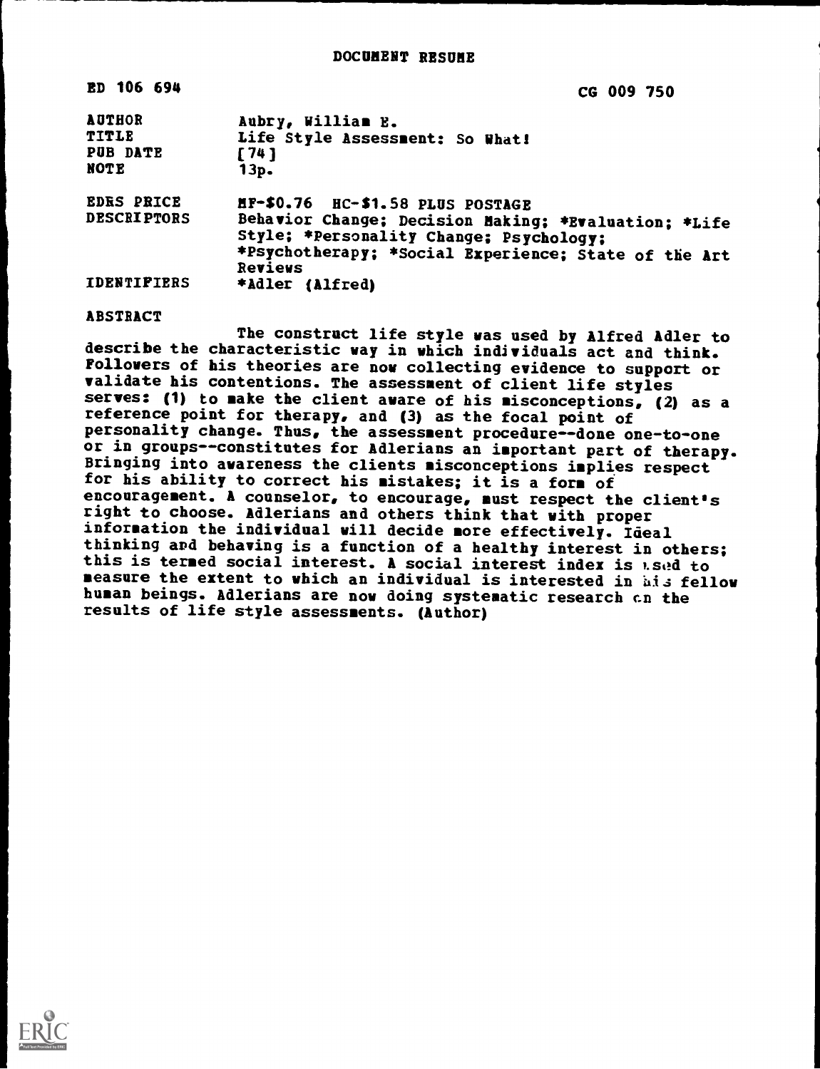DOCUMENT RESUME

| | | |
|---|---|---|
| ED 106 694 | | CG 009 750 |
| AUTHOR | Aubry, William E. | |
| TITLE | Life Style Assessment: So What! | |
| PUB DATE | [74] | |
| NOTE | 13p. | |
| EDRS PRICE | MF-$0.76 HC-$1.58 PLUS POSTAGE | |
| DESCRIPTORS | Behavior Change; Decision Making; *Evaluation; *Life Style; *Personality Change; Psychology; *Psychotherapy; *Social Experience; State of the Art Reviews | |
| IDENTIFIERS | *Adler (Alfred) | |

ABSTRACT

The construct life style was used by Alfred Adler to describe the characteristic way in which individuals act and think. Followers of his theories are now collecting evidence to support or validate his contentions. The assessment of client life styles serves: (1) to make the client aware of his misconceptions, (2) as a reference point for therapy, and (3) as the focal point of personality change. Thus, the assessment procedure--done one-to-one or in groups--constitutes for Adlerians an important part of therapy. Bringing into awareness the clients misconceptions implies respect for his ability to correct his mistakes; it is a form of encouragement. A counselor, to encourage, must respect the client's right to choose. Adlerians and others think that with proper information the individual will decide more effectively. Ideal thinking and behaving is a function of a healthy interest in others; this is termed social interest. A social interest index is used to measure the extent to which an individual is interested in his fellow human beings. Adlerians are now doing systematic research on the results of life style assessments. (Author)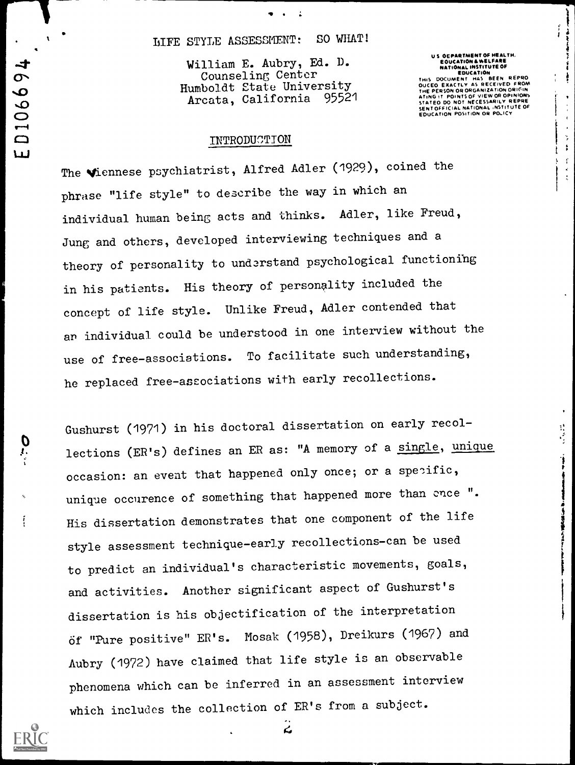# LIFE STYLE ASSESSMENT: SO WHAT!

William E. Aubry, Ed. D.
Counseling Center
Humboldt State University
Arcata, California 95521

U S DEPARTMENT OF HEALTH, EDUCATION & WELFARE NATIONAL INSTITUTE OF EDUCATION
THIS DOCUMENT HAS BEEN REPRODUCED EXACTLY AS RECEIVED FROM THE PERSON OR ORGANIZATION ORIGINATING IT. POINTS OF VIEW OR OPINIONS STATED DO NOT NECESSARILY REPRESENT OFFICIAL NATIONAL INSTITUTE OF EDUCATION POSITION OR POLICY

## INTRODUCTION

The Viennese psychiatrist, Alfred Adler (1929), coined the phrase "life style" to describe the way in which an individual human being acts and thinks. Adler, like Freud, Jung and others, developed interviewing techniques and a theory of personality to understand psychological functioning in his patients. His theory of personality included the concept of life style. Unlike Freud, Adler contended that an individual could be understood in one interview without the use of free-associations. To facilitate such understanding, he replaced free-associations with early recollections.

Gushurst (1971) in his doctoral dissertation on early recollections (ER's) defines an ER as: "A memory of a <u>single</u>, <u>unique</u> occasion: an event that happened only once; or a specific, unique occurence of something that happened more than once ". His dissertation demonstrates that one component of the life style assessment technique-early recollections-can be used to predict an individual's characteristic movements, goals, and activities. Another significant aspect of Gushurst's dissertation is his objectification of the interpretation of "Pure positive" ER's. Mosak (1958), Dreikurs (1967) and Aubry (1972) have claimed that life style is an observable phenomena which can be inferred in an assessment interview which includes the collection of ER's from a subject.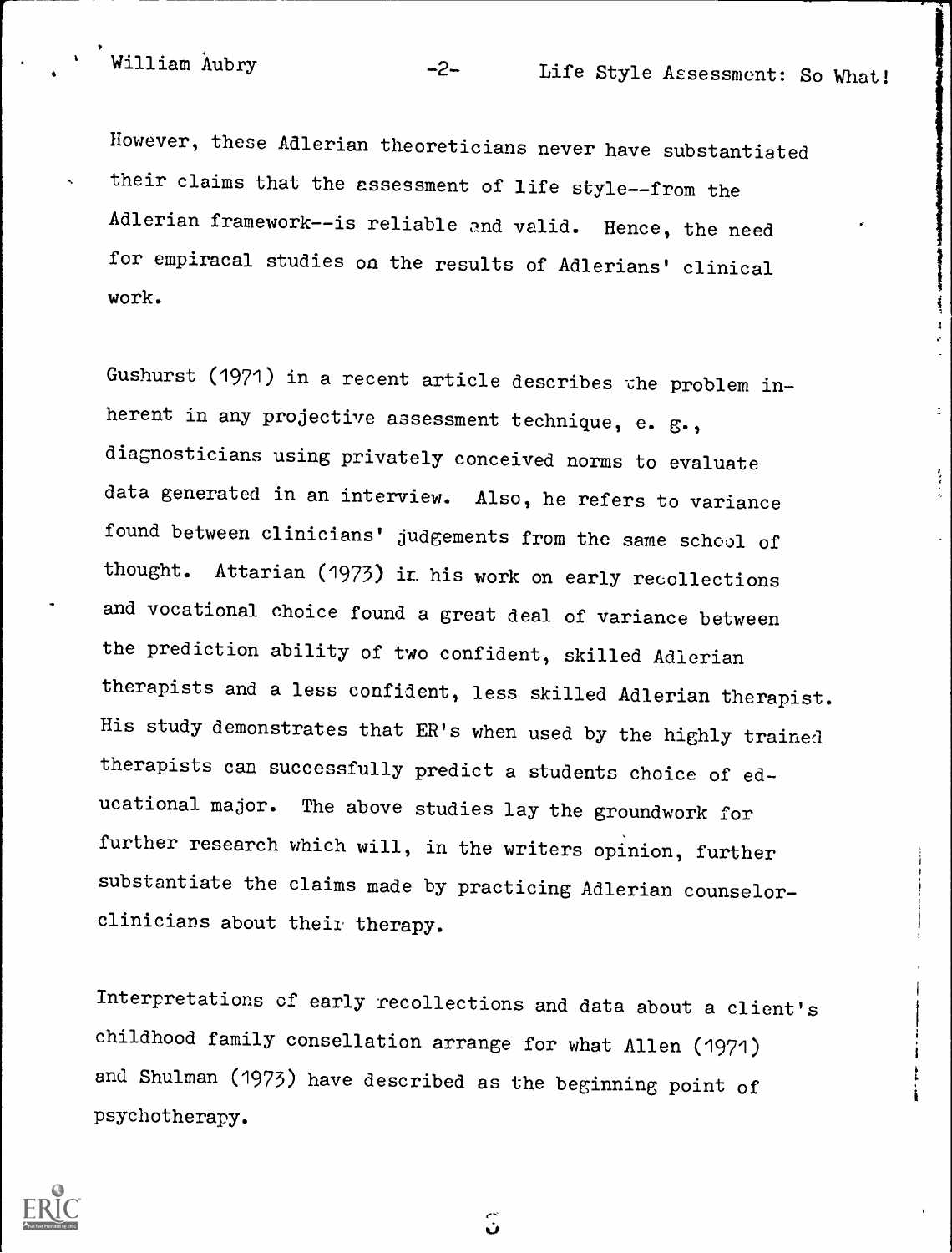However, these Adlerian theoreticians never have substantiated their claims that the assessment of life style--from the Adlerian framework--is reliable and valid. Hence, the need for empiracal studies on the results of Adlerians' clinical work.

Gushurst (1971) in a recent article describes the problem inherent in any projective assessment technique, e. g., diagnosticians using privately conceived norms to evaluate data generated in an interview. Also, he refers to variance found between clinicians' judgements from the same school of thought. Attarian (1973) in his work on early recollections and vocational choice found a great deal of variance between the prediction ability of two confident, skilled Adlerian therapists and a less confident, less skilled Adlerian therapist. His study demonstrates that ER's when used by the highly trained therapists can successfully predict a students choice of educational major. The above studies lay the groundwork for further research which will, in the writers opinion, further substantiate the claims made by practicing Adlerian counselor-clinicians about their therapy.

Interpretations of early recollections and data about a client's childhood family consellation arrange for what Allen (1971) and Shulman (1973) have described as the beginning point of psychotherapy.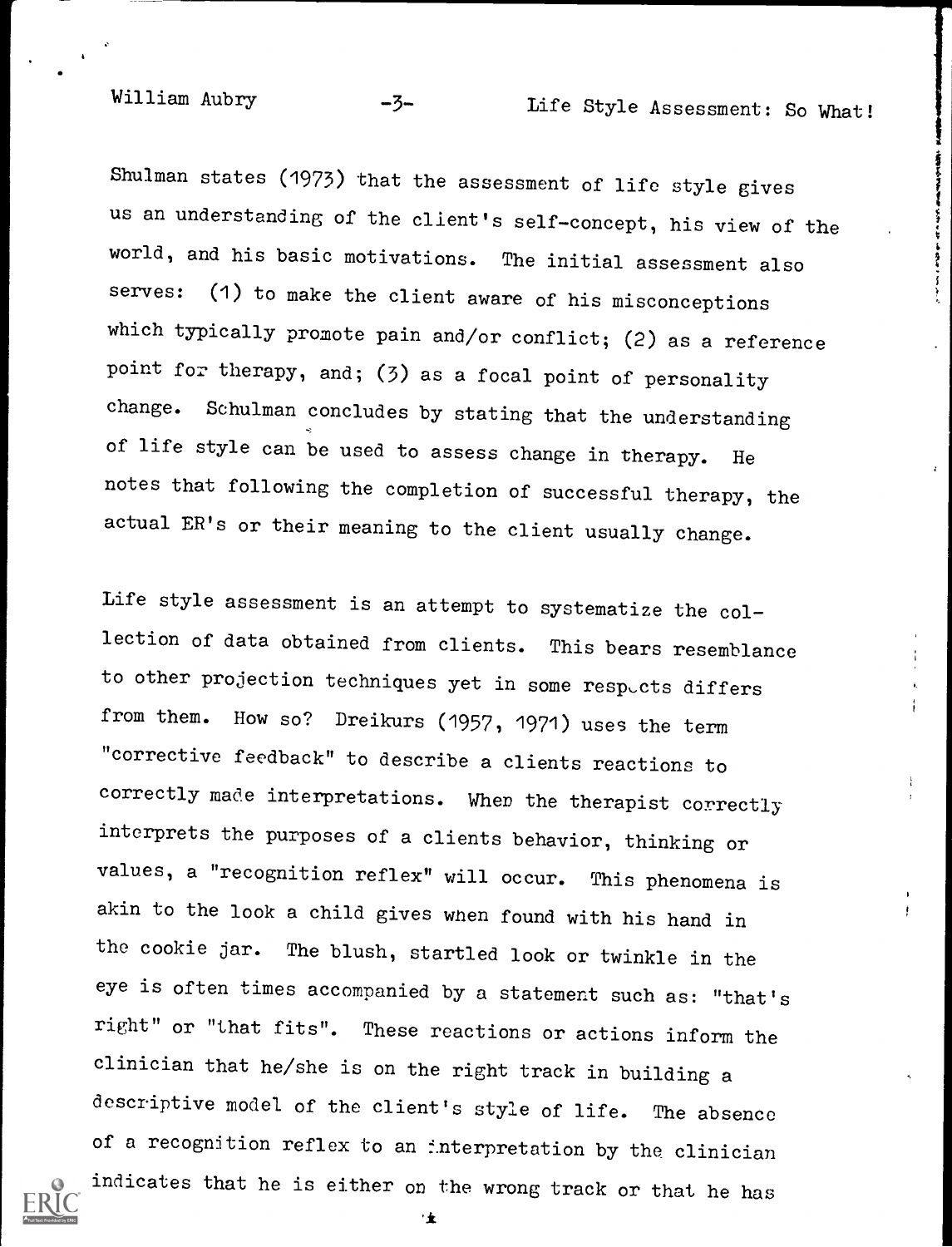Shulman states (1973) that the assessment of life style gives us an understanding of the client's self-concept, his view of the world, and his basic motivations. The initial assessment also serves: (1) to make the client aware of his misconceptions which typically promote pain and/or conflict; (2) as a reference point for therapy, and; (3) as a focal point of personality change. Schulman concludes by stating that the understanding of life style can be used to assess change in therapy. He notes that following the completion of successful therapy, the actual ER's or their meaning to the client usually change.

Life style assessment is an attempt to systematize the collection of data obtained from clients. This bears resemblance to other projection techniques yet in some respects differs from them. How so? Dreikurs (1957, 1971) uses the term "corrective feedback" to describe a clients reactions to correctly made interpretations. When the therapist correctly interprets the purposes of a clients behavior, thinking or values, a "recognition reflex" will occur. This phenomena is akin to the look a child gives when found with his hand in the cookie jar. The blush, startled look or twinkle in the eye is often times accompanied by a statement such as: "that's right" or "that fits". These reactions or actions inform the clinician that he/she is on the right track in building a descriptive model of the client's style of life. The absence of a recognition reflex to an interpretation by the clinician indicates that he is either on the wrong track or that he has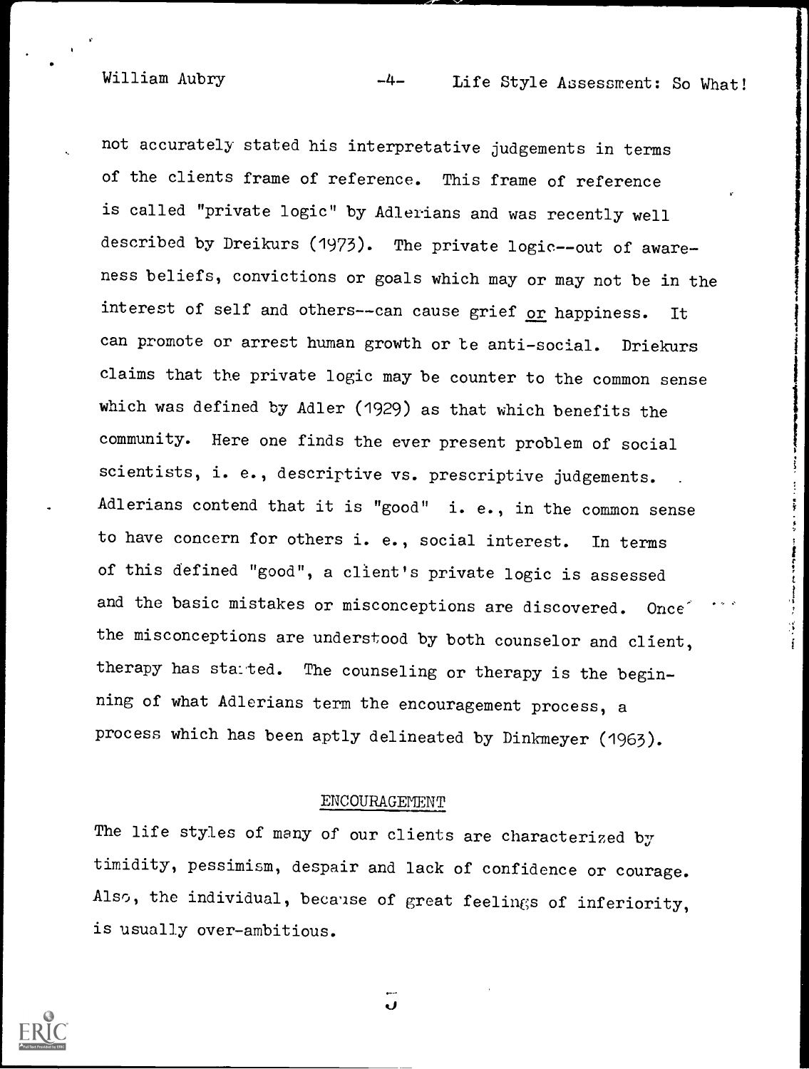not accurately stated his interpretative judgements in terms of the clients frame of reference. This frame of reference is called "private logic" by Adlerians and was recently well described by Dreikurs (1973). The private logic--out of awareness beliefs, convictions or goals which may or may not be in the interest of self and others--can cause grief <u>or</u> happiness. It can promote or arrest human growth or be anti-social. Driekurs claims that the private logic may be counter to the common sense which was defined by Adler (1929) as that which benefits the community. Here one finds the ever present problem of social scientists, i. e., descriptive vs. prescriptive judgements. Adlerians contend that it is "good" i. e., in the common sense to have concern for others i. e., social interest. In terms of this defined "good", a client's private logic is assessed and the basic mistakes or misconceptions are discovered. Once the misconceptions are understood by both counselor and client, therapy has started. The counseling or therapy is the beginning of what Adlerians term the encouragement process, a process which has been aptly delineated by Dinkmeyer (1963).

## ENCOURAGEMENT

The life styles of many of our clients are characterized by timidity, pessimism, despair and lack of confidence or courage. Also, the individual, because of great feelings of inferiority, is usually over-ambitious.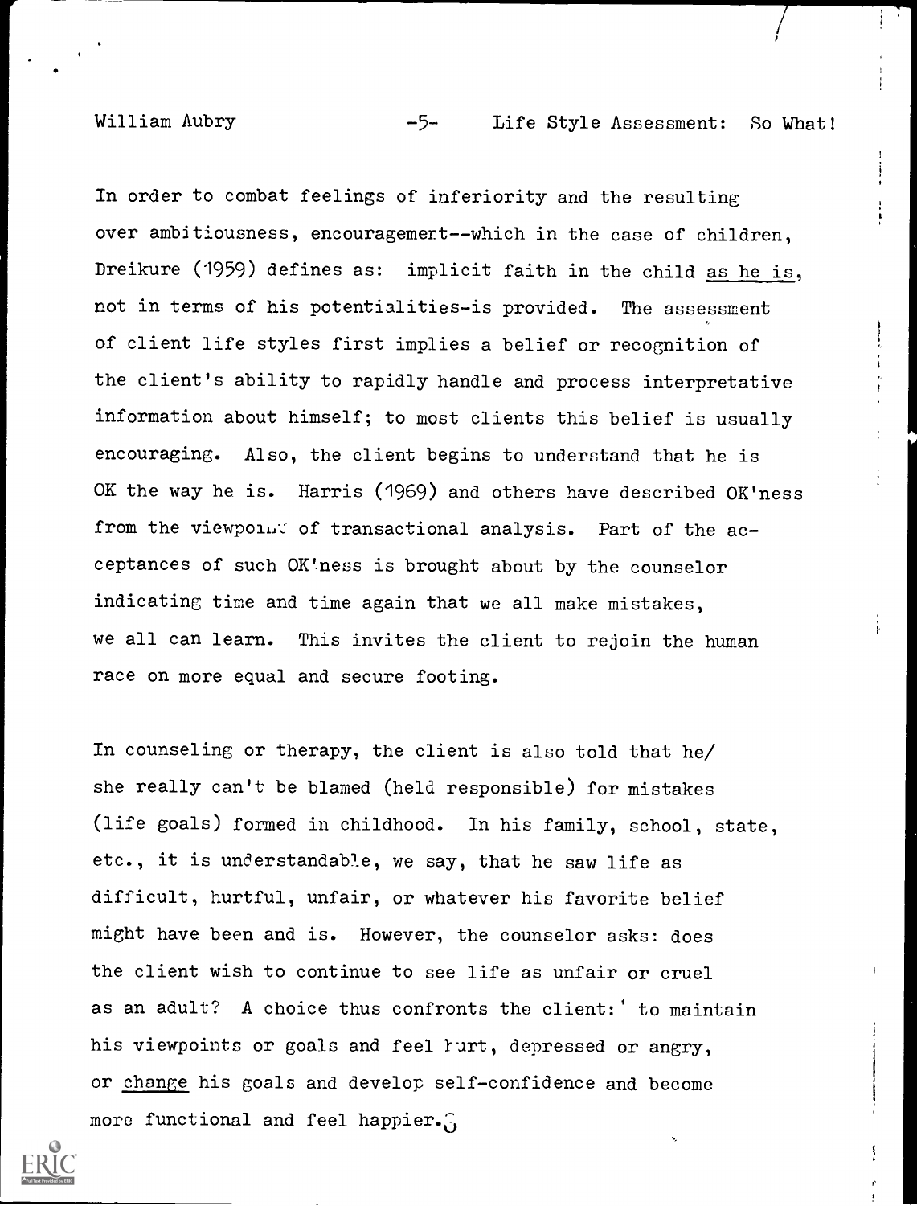In order to combat feelings of inferiority and the resulting over ambitiousness, encouragement--which in the case of children, Dreikurs (1959) defines as: implicit faith in the child as he is, not in terms of his potentialities-is provided. The assessment of client life styles first implies a belief or recognition of the client's ability to rapidly handle and process interpretative information about himself; to most clients this belief is usually encouraging. Also, the client begins to understand that he is OK the way he is. Harris (1969) and others have described OK'ness from the viewpoint of transactional analysis. Part of the acceptances of such OK'ness is brought about by the counselor indicating time and time again that we all make mistakes, we all can learn. This invites the client to rejoin the human race on more equal and secure footing.

In counseling or therapy, the client is also told that he/she really can't be blamed (held responsible) for mistakes (life goals) formed in childhood. In his family, school, state, etc., it is understandable, we say, that he saw life as difficult, hurtful, unfair, or whatever his favorite belief might have been and is. However, the counselor asks: does the client wish to continue to see life as unfair or cruel as an adult? A choice thus confronts the client: to maintain his viewpoints or goals and feel hurt, depressed or angry, or change his goals and develop self-confidence and become more functional and feel happier.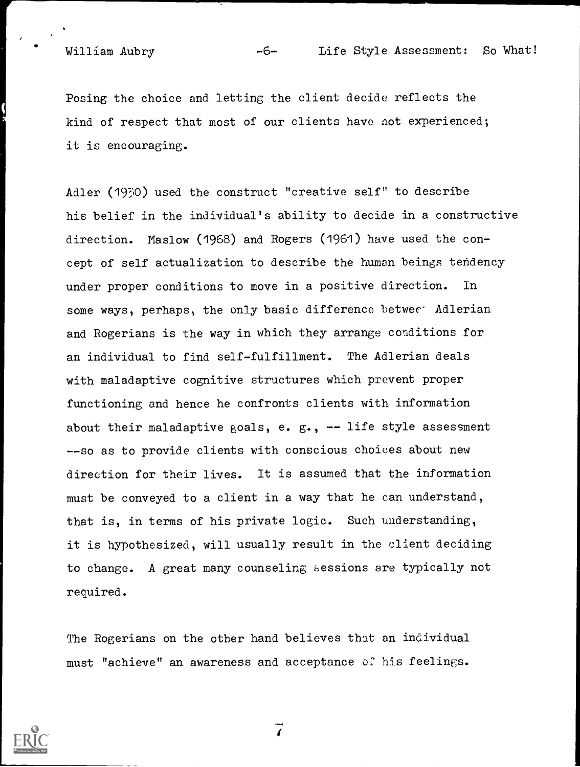Posing the choice and letting the client decide reflects the kind of respect that most of our clients have not experienced; it is encouraging.

Adler (1930) used the construct "creative self" to describe his belief in the individual's ability to decide in a constructive direction. Maslow (1968) and Rogers (1961) have used the concept of self actualization to describe the human beings tendency under proper conditions to move in a positive direction. In some ways, perhaps, the only basic difference between Adlerian and Rogerians is the way in which they arrange conditions for an individual to find self-fulfillment. The Adlerian deals with maladaptive cognitive structures which prevent proper functioning and hence he confronts clients with information about their maladaptive goals, e. g., -- life style assessment --so as to provide clients with conscious choices about new direction for their lives. It is assumed that the information must be conveyed to a client in a way that he can understand, that is, in terms of his private logic. Such understanding, it is hypothesized, will usually result in the client deciding to change. A great many counseling sessions are typically not required.

The Rogerians on the other hand believes that an individual must "achieve" an awareness and acceptance of his feelings.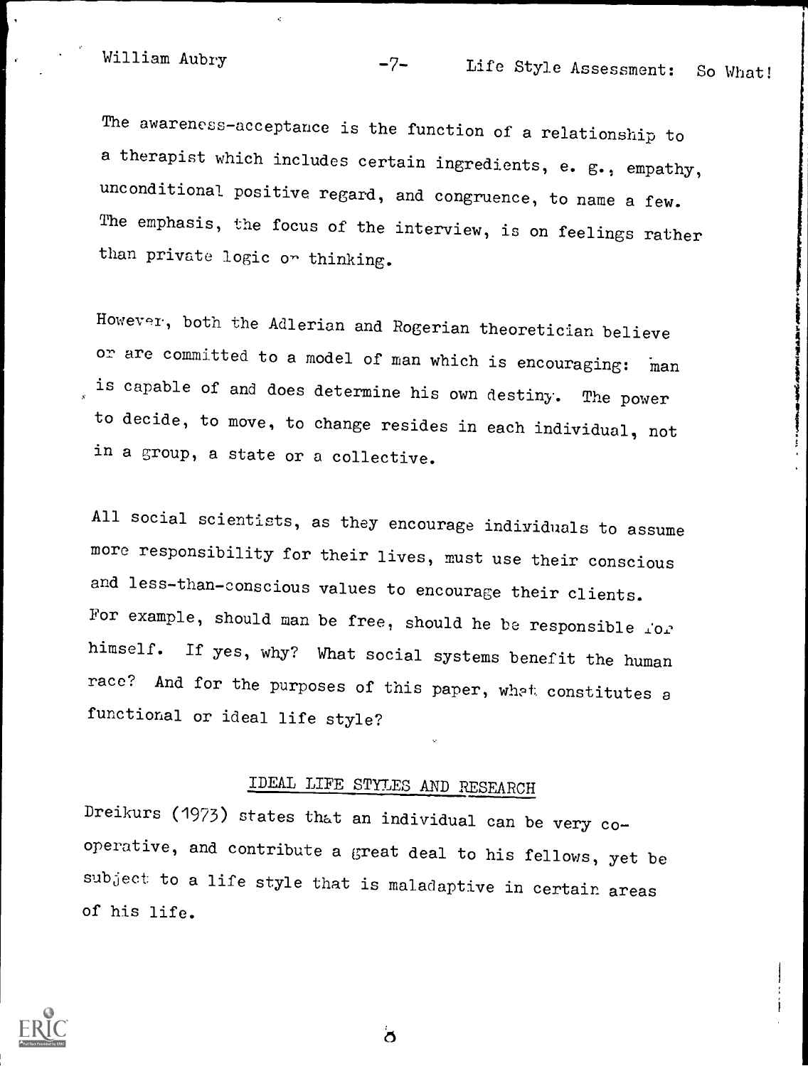The awareness-acceptance is the function of a relationship to a therapist which includes certain ingredients, e. g., empathy, unconditional positive regard, and congruence, to name a few. The emphasis, the focus of the interview, is on feelings rather than private logic or thinking.

However, both the Adlerian and Rogerian theoretician believe or are committed to a model of man which is encouraging: man is capable of and does determine his own destiny. The power to decide, to move, to change resides in each individual, not in a group, a state or a collective.

All social scientists, as they encourage individuals to assume more responsibility for their lives, must use their conscious and less-than-conscious values to encourage their clients. For example, should man be free, should he be responsible for himself. If yes, why? What social systems benefit the human race? And for the purposes of this paper, what constitutes a functional or ideal life style?

## IDEAL LIFE STYLES AND RESEARCH

Dreikurs (1973) states that an individual can be very co-operative, and contribute a great deal to his fellows, yet be subject to a life style that is maladaptive in certain areas of his life.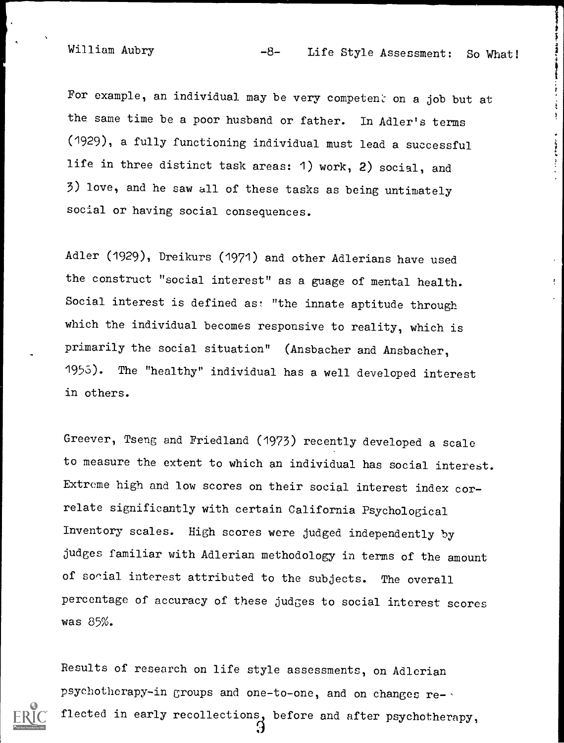For example, an individual may be very competent on a job but at the same time be a poor husband or father. In Adler's terms (1929), a fully functioning individual must lead a successful life in three distinct task areas: 1) work, 2) social, and 3) love, and he saw all of these tasks as being untimately social or having social consequences.

Adler (1929), Dreikurs (1971) and other Adlerians have used the construct "social interest" as a guage of mental health. Social interest is defined as: "the innate aptitude through which the individual becomes responsive to reality, which is primarily the social situation" (Ansbacher and Ansbacher, 1956). The "healthy" individual has a well developed interest in others.

Greever, Tseng and Friedland (1973) recently developed a scale to measure the extent to which an individual has social interest. Extreme high and low scores on their social interest index correlate significantly with certain California Psychological Inventory scales. High scores were judged independently by judges familiar with Adlerian methodology in terms of the amount of social interest attributed to the subjects. The overall percentage of accuracy of these judges to social interest scores was 85%.

Results of research on life style assessments, on Adlerian psychotherapy-in groups and one-to-one, and on changes reflected in early recollections, before and after psychotherapy,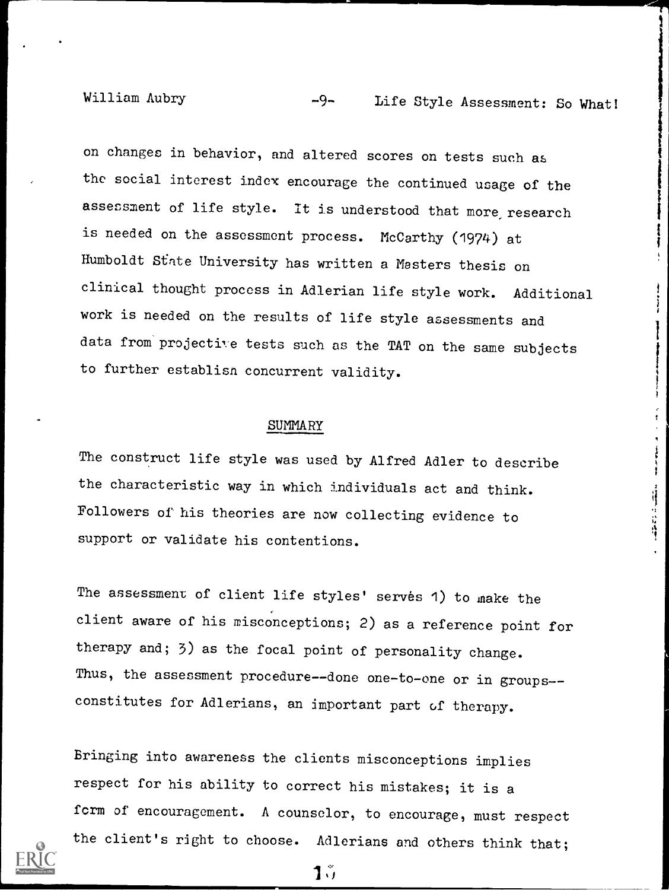on changes in behavior, and altered scores on tests such as the social interest index encourage the continued usage of the assessment of life style. It is understood that more research is needed on the assessment process. McCarthy (1974) at Humboldt State University has written a Masters thesis on clinical thought process in Adlerian life style work. Additional work is needed on the results of life style assessments and data from projective tests such as the TAT on the same subjects to further establish concurrent validity.

## SUMMARY

The construct life style was used by Alfred Adler to describe the characteristic way in which individuals act and think. Followers of his theories are now collecting evidence to support or validate his contentions.

The assessment of client life styles' servés 1) to make the client aware of his misconceptions; 2) as a reference point for therapy and; 3) as the focal point of personality change. Thus, the assessment procedure--done one-to-one or in groups--constitutes for Adlerians, an important part of therapy.

Bringing into awareness the clients misconceptions implies respect for his ability to correct his mistakes; it is a form of encouragement. A counselor, to encourage, must respect the client's right to choose. Adlerians and others think that;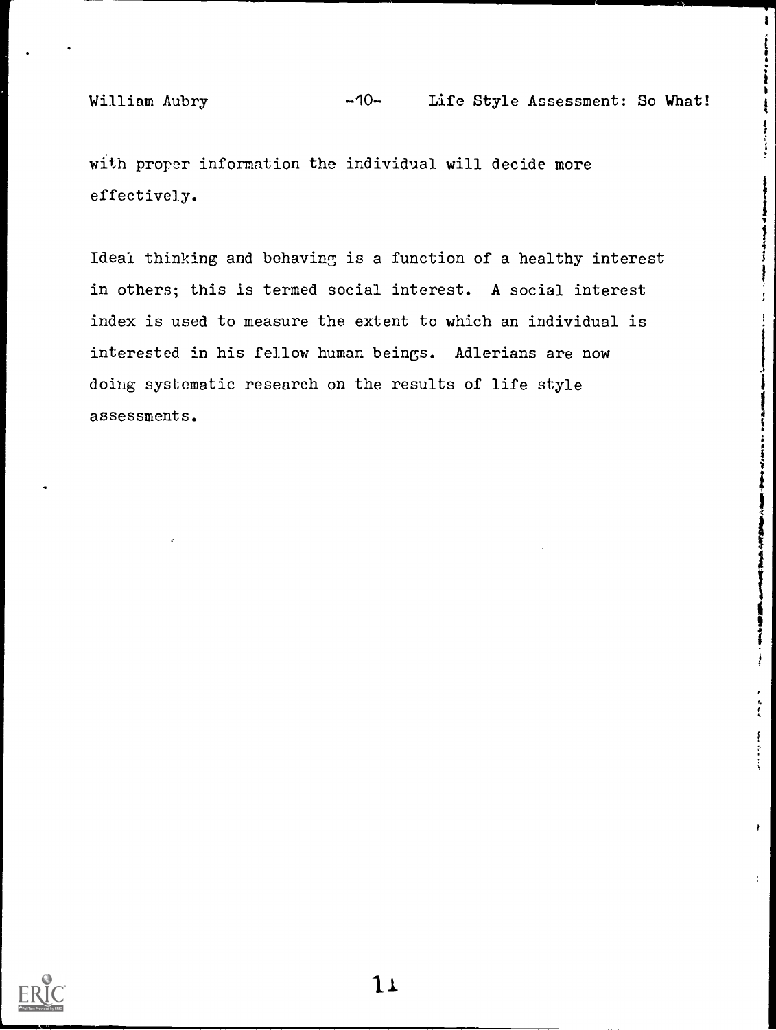with proper information the individual will decide more effectively.

Ideal thinking and behaving is a function of a healthy interest in others; this is termed social interest. A social interest index is used to measure the extent to which an individual is interested in his fellow human beings. Adlerians are now doing systematic research on the results of life style assessments.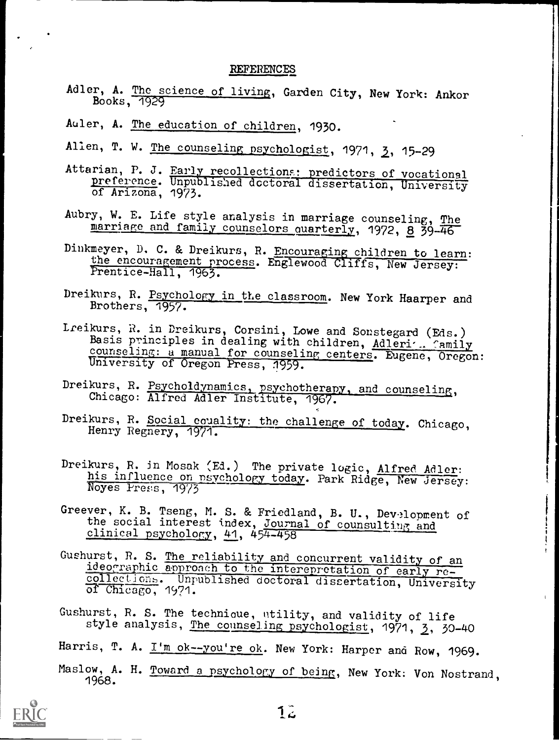## REFERENCES

Adler, A. The science of living, Garden City, New York: Ankor Books, 1929

Auler, A. The education of children, 1930.

Allen, T. W. The counseling psychologist, 1971, 3, 15-29

Attarian, P. J. Early recollections: predictors of vocational preference. Unpublished doctoral dissertation, University of Arizona, 1973.

Aubry, W. E. Life style analysis in marriage counseling, The marriage and family counselors quarterly, 1972, 8 39-46

Dinkmeyer, D. C. & Dreikurs, R. Encouraging children to learn: the encouragement process. Englewood Cliffs, New Jersey: Prentice-Hall, 1963.

Dreikurs, R. Psychology in the classroom. New York Haarper and Brothers, 1957.

Lreikurs, R. in Dreikurs, Corsini, Lowe and Sonstegard (Eds.) Basis principles in dealing with children, Adleri.. family counseling: a manual for counseling centers. Eugene, Oregon: University of Oregon Press, 1959.

Dreikurs, R. Psycholdynamics, psychotherapy, and counseling, Chicago: Alfred Adler Institute, 1967.

Dreikurs, R. Social equality: the challenge of today. Chicago, Henry Regnery, 1971.

Dreikurs, R. in Mosak (Ed.) The private logic, Alfred Adler: his influence on psychology today. Park Ridge, New Jersey: Noyes Press, 1973

Greever, K. B. Tseng, M. S. & Friedland, B. U., Development of the social interest index, Journal of counsulting and clinical psychology, 41, 454-458

Gushurst, R. S. The reliability and concurrent validity of an ideographic approach to the interepretation of early recollections. Unpublished doctoral dissertation, University of Chicago, 1971.

Gushurst, R. S. The technique, utility, and validity of life style analysis, The counseling psychologist, 1971, 3, 30-40

Harris, T. A. I'm ok--you're ok. New York: Harper and Row, 1969.

Maslow, A. H. Toward a psychology of being, New York: Von Nostrand, 1968.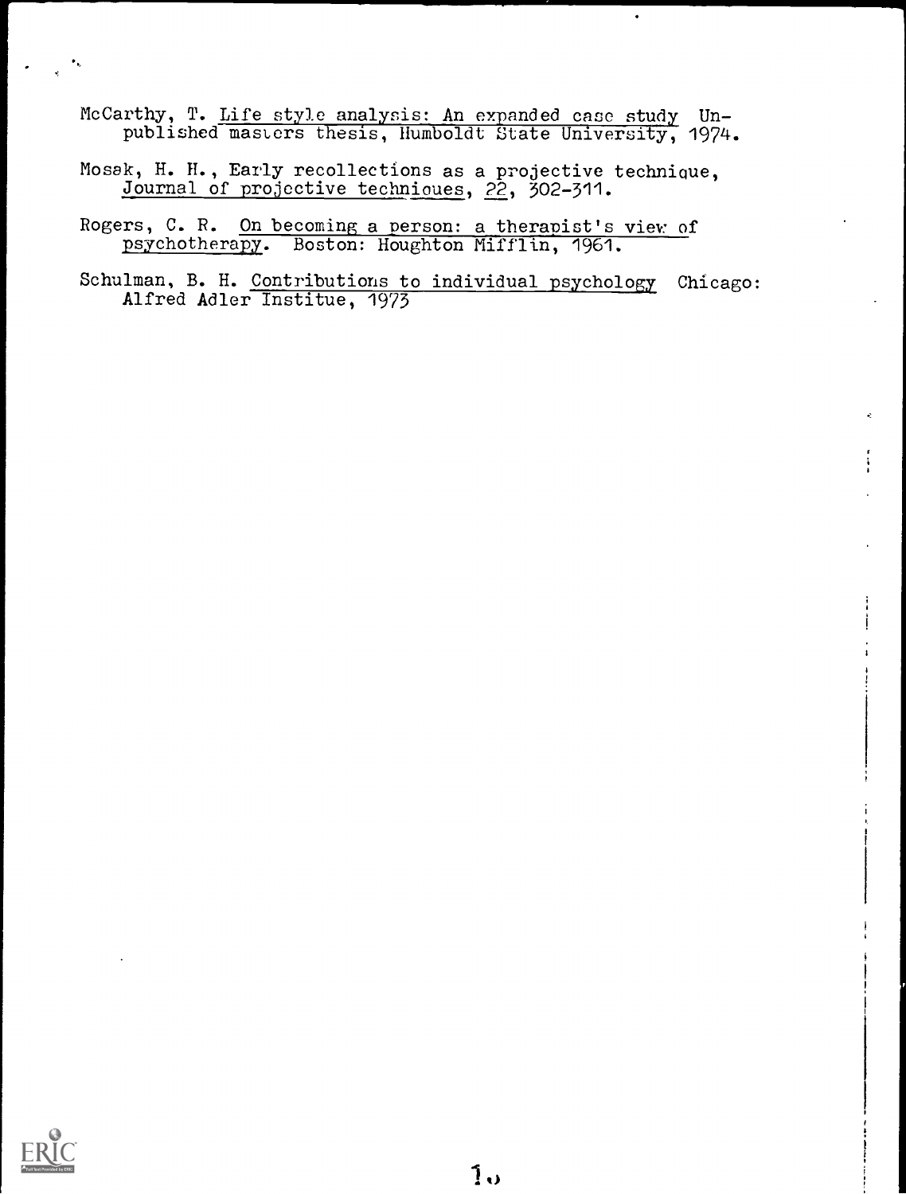McCarthy, T. Life style analysis: An expanded case study Unpublished masters thesis, Humboldt State University, 1974.

Mosak, H. H., Early recollections as a projective technique, Journal of projective techniques, 22, 302-311.

Rogers, C. R. On becoming a person: a therapist's view of psychotherapy. Boston: Houghton Mifflin, 1961.

Schulman, B. H. Contributions to individual psychology Chicago: Alfred Adler Institue, 1973